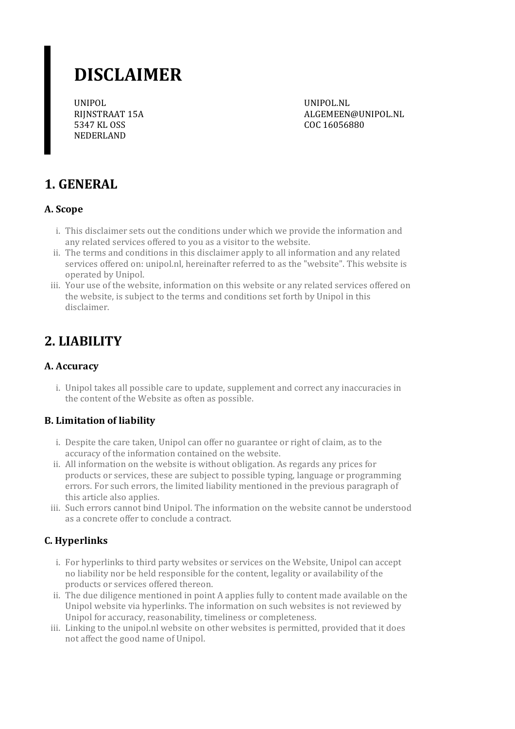# DISCLAIMER

UNIPOL
RIJNSTRAAT 15A
5347 KL OSS
NEDERLAND

UNIPOL.NL
ALGEMEEN@UNIPOL.NL
COC 16056880

## 1. GENERAL

### A. Scope

i. This disclaimer sets out the conditions under which we provide the information and any related services offered to you as a visitor to the website.
ii. The terms and conditions in this disclaimer apply to all information and any related services offered on: unipol.nl, hereinafter referred to as the "website". This website is operated by Unipol.
iii. Your use of the website, information on this website or any related services offered on the website, is subject to the terms and conditions set forth by Unipol in this disclaimer.

## 2. LIABILITY

### A. Accuracy

i. Unipol takes all possible care to update, supplement and correct any inaccuracies in the content of the Website as often as possible.

### B. Limitation of liability

i. Despite the care taken, Unipol can offer no guarantee or right of claim, as to the accuracy of the information contained on the website.
ii. All information on the website is without obligation. As regards any prices for products or services, these are subject to possible typing, language or programming errors. For such errors, the limited liability mentioned in the previous paragraph of this article also applies.
iii. Such errors cannot bind Unipol. The information on the website cannot be understood as a concrete offer to conclude a contract.

### C. Hyperlinks

i. For hyperlinks to third party websites or services on the Website, Unipol can accept no liability nor be held responsible for the content, legality or availability of the products or services offered thereon.
ii. The due diligence mentioned in point A applies fully to content made available on the Unipol website via hyperlinks. The information on such websites is not reviewed by Unipol for accuracy, reasonability, timeliness or completeness.
iii. Linking to the unipol.nl website on other websites is permitted, provided that it does not affect the good name of Unipol.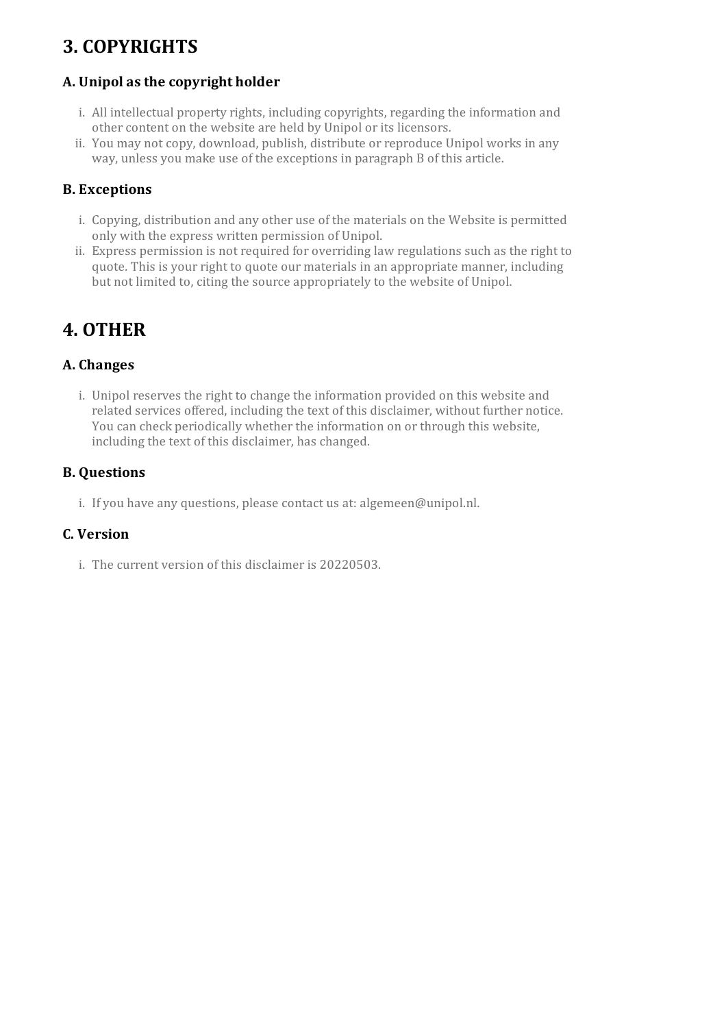## 3. COPYRIGHTS

### A. Unipol as the copyright holder

i. All intellectual property rights, including copyrights, regarding the information and other content on the website are held by Unipol or its licensors.
ii. You may not copy, download, publish, distribute or reproduce Unipol works in any way, unless you make use of the exceptions in paragraph B of this article.

### B. Exceptions

i. Copying, distribution and any other use of the materials on the Website is permitted only with the express written permission of Unipol.
ii. Express permission is not required for overriding law regulations such as the right to quote. This is your right to quote our materials in an appropriate manner, including but not limited to, citing the source appropriately to the website of Unipol.

## 4. OTHER

### A. Changes

i. Unipol reserves the right to change the information provided on this website and related services offered, including the text of this disclaimer, without further notice. You can check periodically whether the information on or through this website, including the text of this disclaimer, has changed.

### B. Questions

i. If you have any questions, please contact us at: algemeen@unipol.nl.

### C. Version

i. The current version of this disclaimer is 20220503.